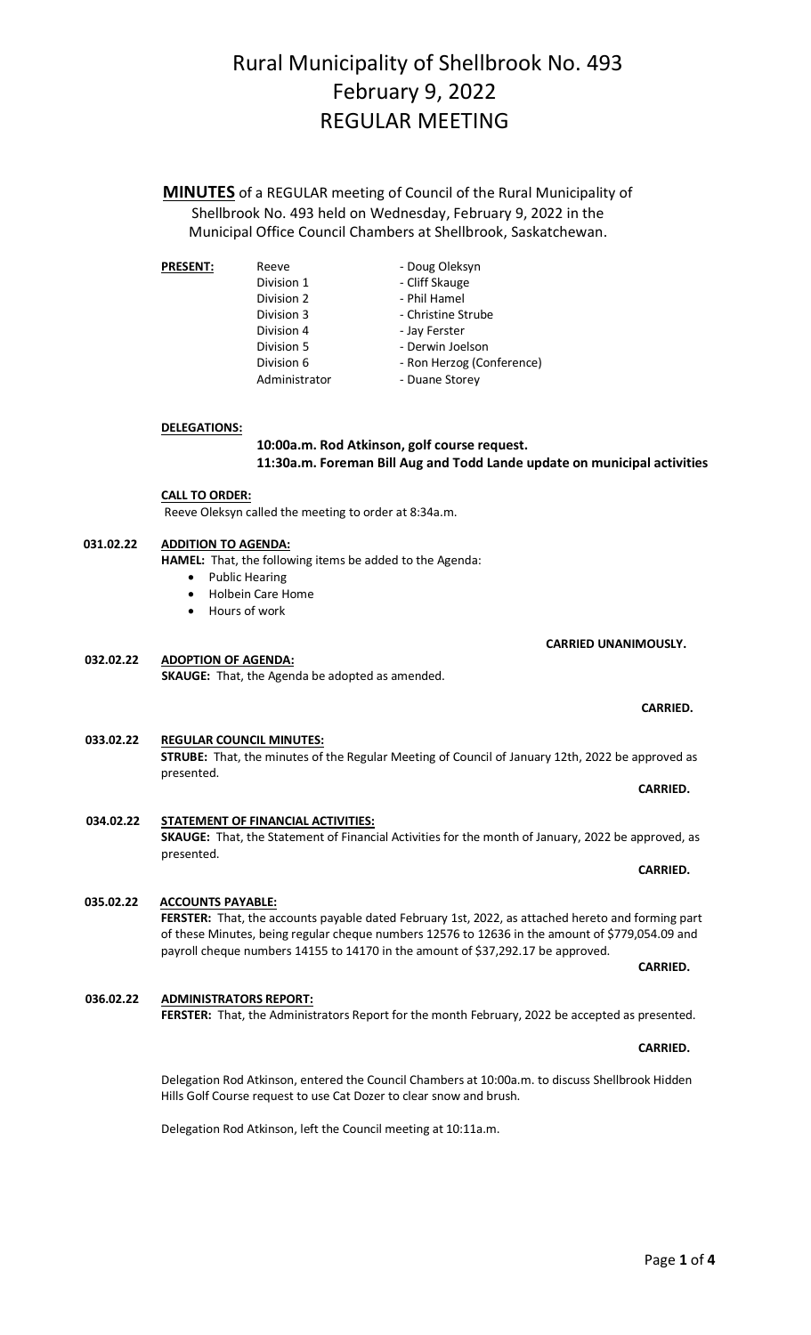# Rural Municipality of Shellbrook No. 493
# February 9, 2022
# REGULAR MEETING

**MINUTES** of a REGULAR meeting of Council of the Rural Municipality of Shellbrook No. 493 held on Wednesday, February 9, 2022 in the Municipal Office Council Chambers at Shellbrook, Saskatchewan.

**PRESENT:**

| | |
|---|---|
| Reeve | - Doug Oleksyn |
| Division 1 | - Cliff Skauge |
| Division 2 | - Phil Hamel |
| Division 3 | - Christine Strube |
| Division 4 | - Jay Ferster |
| Division 5 | - Derwin Joelson |
| Division 6 | - Ron Herzog (Conference) |
| Administrator | - Duane Storey |

**DELEGATIONS:**

**10:00a.m. Rod Atkinson, golf course request.**
**11:30a.m. Foreman Bill Aug and Todd Lande update on municipal activities**

**CALL TO ORDER:**
Reeve Oleksyn called the meeting to order at 8:34a.m.

**031.02.22 ADDITION TO AGENDA:**
**HAMEL:** That, the following items be added to the Agenda:
- Public Hearing
- Holbein Care Home
- Hours of work

**CARRIED UNANIMOUSLY.**

**032.02.22 ADOPTION OF AGENDA:**
**SKAUGE:** That, the Agenda be adopted as amended.

**CARRIED.**

**033.02.22 REGULAR COUNCIL MINUTES:**
**STRUBE:** That, the minutes of the Regular Meeting of Council of January 12th, 2022 be approved as presented.

**CARRIED.**

**034.02.22 STATEMENT OF FINANCIAL ACTIVITIES:**
**SKAUGE:** That, the Statement of Financial Activities for the month of January, 2022 be approved, as presented.

**CARRIED.**

**035.02.22 ACCOUNTS PAYABLE:**
**FERSTER:** That, the accounts payable dated February 1st, 2022, as attached hereto and forming part of these Minutes, being regular cheque numbers 12576 to 12636 in the amount of $779,054.09 and payroll cheque numbers 14155 to 14170 in the amount of $37,292.17 be approved.

**CARRIED.**

**036.02.22 ADMINISTRATORS REPORT:**
**FERSTER:** That, the Administrators Report for the month February, 2022 be accepted as presented.

**CARRIED.**

Delegation Rod Atkinson, entered the Council Chambers at 10:00a.m. to discuss Shellbrook Hidden Hills Golf Course request to use Cat Dozer to clear snow and brush.

Delegation Rod Atkinson, left the Council meeting at 10:11a.m.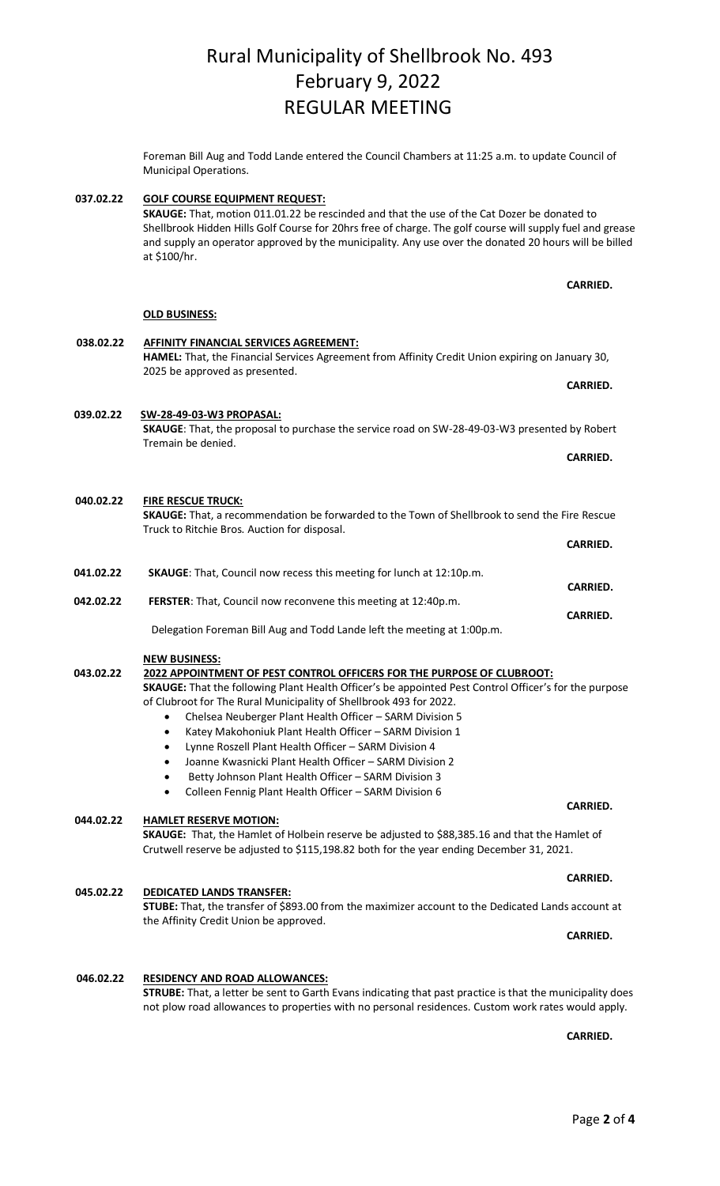# Rural Municipality of Shellbrook No. 493
# February 9, 2022
# REGULAR MEETING

Foreman Bill Aug and Todd Lande entered the Council Chambers at 11:25 a.m. to update Council of Municipal Operations.

**037.02.22** **GOLF COURSE EQUIPMENT REQUEST:**
**SKAUGE:** That, motion 011.01.22 be rescinded and that the use of the Cat Dozer be donated to Shellbrook Hidden Hills Golf Course for 20hrs free of charge. The golf course will supply fuel and grease and supply an operator approved by the municipality. Any use over the donated 20 hours will be billed at $100/hr.

**CARRIED.**

**OLD BUSINESS:**

**038.02.22** **AFFINITY FINANCIAL SERVICES AGREEMENT:**
**HAMEL:** That, the Financial Services Agreement from Affinity Credit Union expiring on January 30, 2025 be approved as presented.

**CARRIED.**

**039.02.22** **SW-28-49-03-W3 PROPASAL:**
**SKAUGE**: That, the proposal to purchase the service road on SW-28-49-03-W3 presented by Robert Tremain be denied.

**CARRIED.**

**040.02.22** **FIRE RESCUE TRUCK:**
**SKAUGE:** That, a recommendation be forwarded to the Town of Shellbrook to send the Fire Rescue Truck to Ritchie Bros. Auction for disposal.

**CARRIED.**

**041.02.22** **SKAUGE**: That, Council now recess this meeting for lunch at 12:10p.m.

**CARRIED.**

**042.02.22** **FERSTER**: That, Council now reconvene this meeting at 12:40p.m.

**CARRIED.**

Delegation Foreman Bill Aug and Todd Lande left the meeting at 1:00p.m.

**NEW BUSINESS:**

**043.02.22** **2022 APPOINTMENT OF PEST CONTROL OFFICERS FOR THE PURPOSE OF CLUBROOT:**
**SKAUGE:** That the following Plant Health Officer's be appointed Pest Control Officer's for the purpose of Clubroot for The Rural Municipality of Shellbrook 493 for 2022.

- Chelsea Neuberger Plant Health Officer – SARM Division 5
- Katey Makohoniuk Plant Health Officer – SARM Division 1
- Lynne Roszell Plant Health Officer – SARM Division 4
- Joanne Kwasnicki Plant Health Officer – SARM Division 2
- Betty Johnson Plant Health Officer – SARM Division 3
- Colleen Fennig Plant Health Officer – SARM Division 6

**CARRIED.**

**044.02.22** **HAMLET RESERVE MOTION:**
**SKAUGE:** That, the Hamlet of Holbein reserve be adjusted to $88,385.16 and that the Hamlet of Crutwell reserve be adjusted to $115,198.82 both for the year ending December 31, 2021.

**CARRIED.**

**045.02.22** **DEDICATED LANDS TRANSFER:**
**STUBE:** That, the transfer of $893.00 from the maximizer account to the Dedicated Lands account at the Affinity Credit Union be approved.

**CARRIED.**

**046.02.22** **RESIDENCY AND ROAD ALLOWANCES:**
**STRUBE:** That, a letter be sent to Garth Evans indicating that past practice is that the municipality does not plow road allowances to properties with no personal residences. Custom work rates would apply.

**CARRIED.**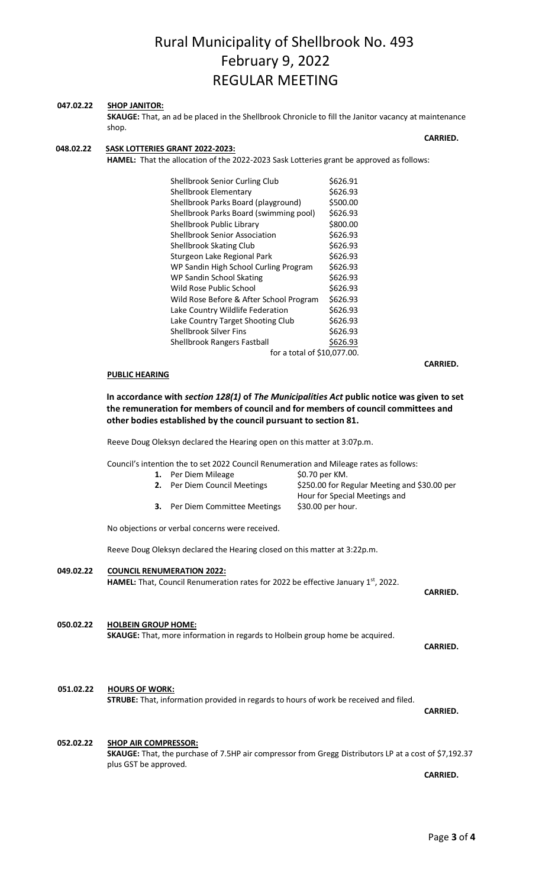# Rural Municipality of Shellbrook No. 493
# February 9, 2022
# REGULAR MEETING

**047.02.22** **SHOP JANITOR:**

**SKAUGE:** That, an ad be placed in the Shellbrook Chronicle to fill the Janitor vacancy at maintenance shop.

**CARRIED.**

**048.02.22** **SASK LOTTERIES GRANT 2022-2023:**

**HAMEL:** That the allocation of the 2022-2023 Sask Lotteries grant be approved as follows:

| | |
|---|---|
| Shellbrook Senior Curling Club | $626.91 |
| Shellbrook Elementary | $626.93 |
| Shellbrook Parks Board (playground) | $500.00 |
| Shellbrook Parks Board (swimming pool) | $626.93 |
| Shellbrook Public Library | $800.00 |
| Shellbrook Senior Association | $626.93 |
| Shellbrook Skating Club | $626.93 |
| Sturgeon Lake Regional Park | $626.93 |
| WP Sandin High School Curling Program | $626.93 |
| WP Sandin School Skating | $626.93 |
| Wild Rose Public School | $626.93 |
| Wild Rose Before & After School Program | $626.93 |
| Lake Country Wildlife Federation | $626.93 |
| Lake Country Target Shooting Club | $626.93 |
| Shellbrook Silver Fins | $626.93 |
| Shellbrook Rangers Fastball | $626.93 |

for a total of $10,077.00.

**CARRIED.**

**PUBLIC HEARING**

**In accordance with *section 128(1)* of *The Municipalities Act* public notice was given to set the remuneration for members of council and for members of council committees and other bodies established by the council pursuant to section 81.**

Reeve Doug Oleksyn declared the Hearing open on this matter at 3:07p.m.

Council's intention the to set 2022 Council Renumeration and Mileage rates as follows:

1. Per Diem Mileage — $0.70 per KM.
2. Per Diem Council Meetings — $250.00 for Regular Meeting and $30.00 per Hour for Special Meetings and
3. Per Diem Committee Meetings — $30.00 per hour.

No objections or verbal concerns were received.

Reeve Doug Oleksyn declared the Hearing closed on this matter at 3:22p.m.

**049.02.22** **COUNCIL RENUMERATION 2022:**

**HAMEL:** That, Council Renumeration rates for 2022 be effective January 1st, 2022.

**CARRIED.**

**050.02.22** **HOLBEIN GROUP HOME:**

**SKAUGE:** That, more information in regards to Holbein group home be acquired.

**CARRIED.**

**051.02.22** **HOURS OF WORK:**

**STRUBE:** That, information provided in regards to hours of work be received and filed.

**CARRIED.**

**052.02.22** **SHOP AIR COMPRESSOR:**

**SKAUGE:** That, the purchase of 7.5HP air compressor from Gregg Distributors LP at a cost of $7,192.37 plus GST be approved.

**CARRIED.**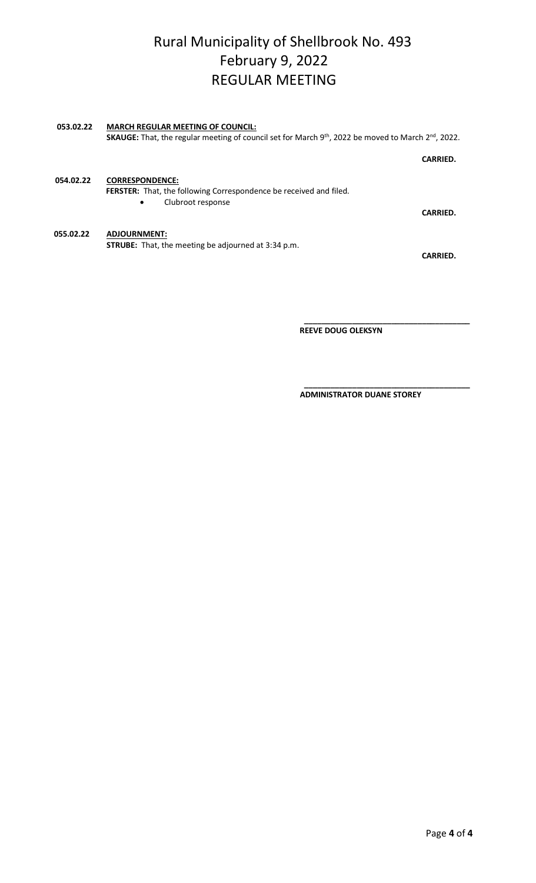# Rural Municipality of Shellbrook No. 493
# February 9, 2022
# REGULAR MEETING

**053.02.22** **MARCH REGULAR MEETING OF COUNCIL:**

**SKAUGE:** That, the regular meeting of council set for March 9th, 2022 be moved to March 2nd, 2022.

**CARRIED.**

**054.02.22** **CORRESPONDENCE:**

**FERSTER:** That, the following Correspondence be received and filed.

- Clubroot response

**CARRIED.**

**055.02.22** **ADJOURNMENT:**

**STRUBE:** That, the meeting be adjourned at 3:34 p.m.

**CARRIED.**

\_\_\_\_\_\_\_\_\_\_\_\_\_\_\_\_\_\_\_\_\_\_\_\_\_\_\_\_\_\_\_\_\_\_\_\_

**REEVE DOUG OLEKSYN**

\_\_\_\_\_\_\_\_\_\_\_\_\_\_\_\_\_\_\_\_\_\_\_\_\_\_\_\_\_\_\_\_\_\_\_\_

**ADMINISTRATOR DUANE STOREY**